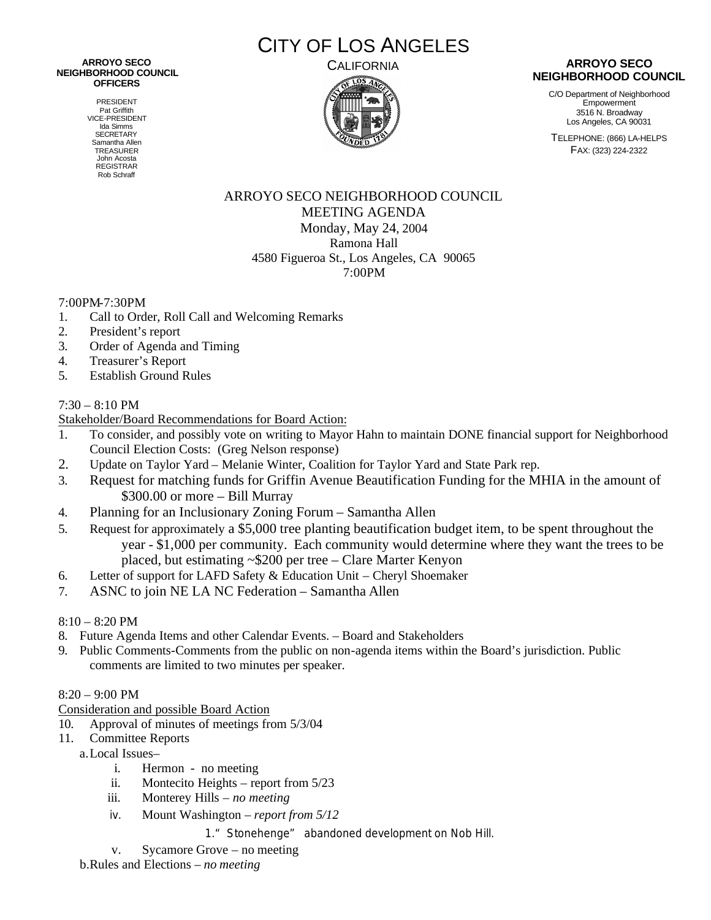**ARROYO SECO NEIGHBORHOOD COUNCIL OFFICERS**

PRESIDENT
Pat Griffith
VICE-PRESIDENT
Ida Simms
SECRETARY
Samantha Allen
TREASURER
John Acosta
REGISTRAR
Rob Schraff

# CITY OF LOS ANGELES

CALIFORNIA

**ARROYO SECO NEIGHBORHOOD COUNCIL**

C/O Department of Neighborhood Empowerment
3516 N. Broadway
Los Angeles, CA 90031

TELEPHONE: (866) LA-HELPS
FAX: (323) 224-2322

ARROYO SECO NEIGHBORHOOD COUNCIL
MEETING AGENDA
Monday, May 24, 2004
Ramona Hall
4580 Figueroa St., Los Angeles, CA 90065
7:00PM

7:00PM-7:30PM

1. Call to Order, Roll Call and Welcoming Remarks
2. President's report
3. Order of Agenda and Timing
4. Treasurer's Report
5. Establish Ground Rules

7:30 – 8:10 PM

Stakeholder/Board Recommendations for Board Action:

1. To consider, and possibly vote on writing to Mayor Hahn to maintain DONE financial support for Neighborhood Council Election Costs: (Greg Nelson response)
2. Update on Taylor Yard – Melanie Winter, Coalition for Taylor Yard and State Park rep.
3. Request for matching funds for Griffin Avenue Beautification Funding for the MHIA in the amount of $300.00 or more – Bill Murray
4. Planning for an Inclusionary Zoning Forum – Samantha Allen
5. Request for approximately a $5,000 tree planting beautification budget item, to be spent throughout the year - $1,000 per community. Each community would determine where they want the trees to be placed, but estimating ~$200 per tree – Clare Marter Kenyon
6. Letter of support for LAFD Safety & Education Unit – Cheryl Shoemaker
7. ASNC to join NE LA NC Federation – Samantha Allen

8:10 – 8:20 PM

8. Future Agenda Items and other Calendar Events. – Board and Stakeholders
9. Public Comments-Comments from the public on non-agenda items within the Board's jurisdiction. Public comments are limited to two minutes per speaker.

8:20 – 9:00 PM

Consideration and possible Board Action

10. Approval of minutes of meetings from 5/3/04
11. Committee Reports
    a. Local Issues–
        i. Hermon - no meeting
        ii. Montecito Heights – report from 5/23
        iii. Monterey Hills – *no meeting*
        iv. Mount Washington – *report from 5/12*
            1. "Stonehenge" abandoned development on Nob Hill.
        v. Sycamore Grove – no meeting
    b. Rules and Elections – *no meeting*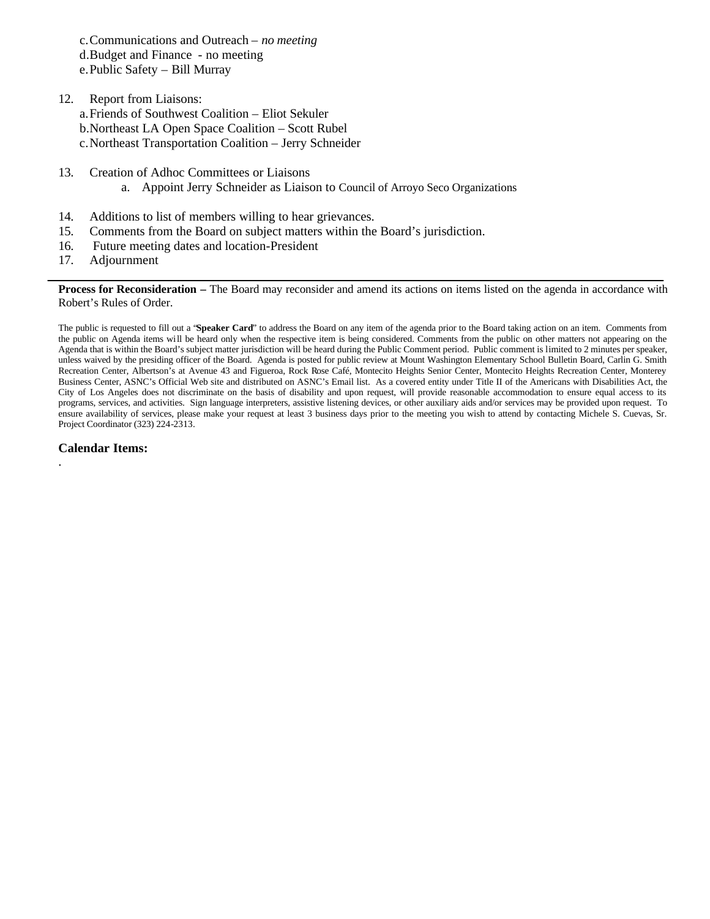c. Communications and Outreach – *no meeting*
d. Budget and Finance - no meeting
e. Public Safety – Bill Murray

12. Report from Liaisons:
    a. Friends of Southwest Coalition – Eliot Sekuler
    b. Northeast LA Open Space Coalition – Scott Rubel
    c. Northeast Transportation Coalition – Jerry Schneider

13. Creation of Adhoc Committees or Liaisons
    a. Appoint Jerry Schneider as Liaison to Council of Arroyo Seco Organizations

14. Additions to list of members willing to hear grievances.
15. Comments from the Board on subject matters within the Board's jurisdiction.
16. Future meeting dates and location-President
17. Adjournment

---

**Process for Reconsideration –** The Board may reconsider and amend its actions on items listed on the agenda in accordance with Robert's Rules of Order.

The public is requested to fill out a "**Speaker Card**" to address the Board on any item of the agenda prior to the Board taking action on an item. Comments from the public on Agenda items will be heard only when the respective item is being considered. Comments from the public on other matters not appearing on the Agenda that is within the Board's subject matter jurisdiction will be heard during the Public Comment period. Public comment is limited to 2 minutes per speaker, unless waived by the presiding officer of the Board. Agenda is posted for public review at Mount Washington Elementary School Bulletin Board, Carlin G. Smith Recreation Center, Albertson's at Avenue 43 and Figueroa, Rock Rose Café, Montecito Heights Senior Center, Montecito Heights Recreation Center, Monterey Business Center, ASNC's Official Web site and distributed on ASNC's Email list. As a covered entity under Title II of the Americans with Disabilities Act, the City of Los Angeles does not discriminate on the basis of disability and upon request, will provide reasonable accommodation to ensure equal access to its programs, services, and activities. Sign language interpreters, assistive listening devices, or other auxiliary aids and/or services may be provided upon request. To ensure availability of services, please make your request at least 3 business days prior to the meeting you wish to attend by contacting Michele S. Cuevas, Sr. Project Coordinator (323) 224-2313.

**Calendar Items:**

.